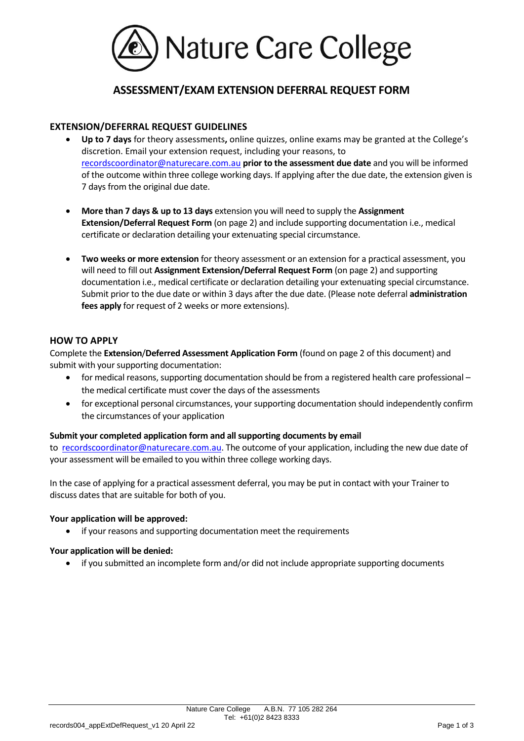# Nature Care College

## ASSESSMENT/EXAM EXTENSION DEFERRAL REQUEST FORM

### EXTENSION/DEFERRAL REQUEST GUIDELINES

- **Up to 7 days** for theory assessments**,** online quizzes, online exams may be granted at the College's discretion. Email your extension request, including your reasons, to recordscoordinator@naturecare.com.au **prior to the assessment due date** and you will be informed of the outcome within three college working days. If applying after the due date, the extension given is 7 days from the original due date.

- **More than 7 days & up to 13 days** extension you will need to supply the **Assignment Extension/Deferral Request Form** (on page 2) and include supporting documentation i.e., medical certificate or declaration detailing your extenuating special circumstance.

- **Two weeks or more extension** for theory assessment or an extension for a practical assessment, you will need to fill out **Assignment Extension/Deferral Request Form** (on page 2) and supporting documentation i.e., medical certificate or declaration detailing your extenuating special circumstance. Submit prior to the due date or within 3 days after the due date. (Please note deferral **administration fees apply** for request of 2 weeks or more extensions).

### HOW TO APPLY

Complete the **Extension**/**Deferred Assessment Application Form** (found on page 2 of this document) and submit with your supporting documentation:

- for medical reasons, supporting documentation should be from a registered health care professional – the medical certificate must cover the days of the assessments
- for exceptional personal circumstances, your supporting documentation should independently confirm the circumstances of your application

**Submit your completed application form and all supporting documents by email** to recordscoordinator@naturecare.com.au. The outcome of your application, including the new due date of your assessment will be emailed to you within three college working days.

In the case of applying for a practical assessment deferral, you may be put in contact with your Trainer to discuss dates that are suitable for both of you.

**Your application will be approved:**

- if your reasons and supporting documentation meet the requirements

**Your application will be denied:**

- if you submitted an incomplete form and/or did not include appropriate supporting documents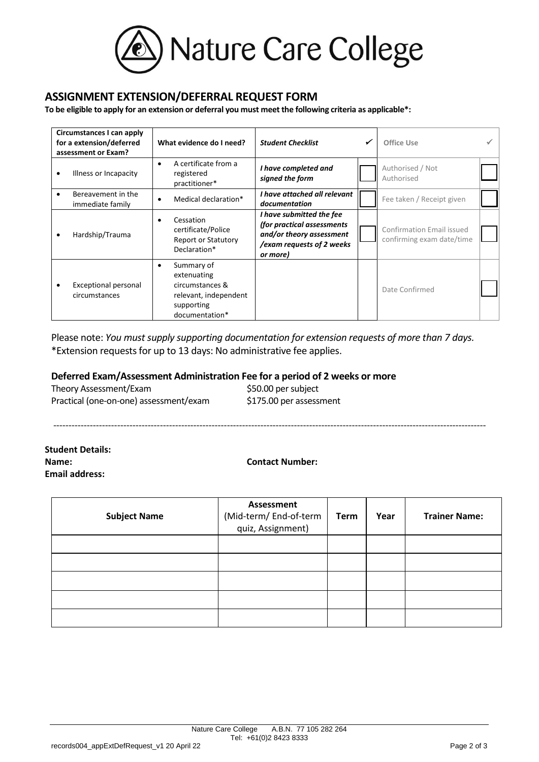# Nature Care College

## ASSIGNMENT EXTENSION/DEFERRAL REQUEST FORM

**To be eligible to apply for an extension or deferral you must meet the following criteria as applicable*:**

| Circumstances I can apply for a extension/deferred assessment or Exam? | What evidence do I need? | *Student Checklist* | ✓ | Office Use | ✓ |
|---|---|---|---|---|---|
| • Illness or Incapacity | • A certificate from a registered practitioner* | ***I have completed and signed the form*** | ☐ | Authorised / Not Authorised | ☐ |
| • Bereavement in the immediate family | • Medical declaration* | ***I have attached all relevant documentation*** | ☐ | Fee taken / Receipt given | ☐ |
| • Hardship/Trauma | • Cessation certificate/Police Report or Statutory Declaration* | ***I have submitted the fee (for practical assessments and/or theory assessment /exam requests of 2 weeks or more)*** | ☐ | Confirmation Email issued confirming exam date/time | ☐ |
| • Exceptional personal circumstances | • Summary of extenuating circumstances & relevant, independent supporting documentation* | | | Date Confirmed | ☐ |

Please note: *You must supply supporting documentation for extension requests of more than 7 days.*
*Extension requests for up to 13 days: No administrative fee applies.

### Deferred Exam/Assessment Administration Fee for a period of 2 weeks or more

| | |
|---|---|
| Theory Assessment/Exam | $50.00 per subject |
| Practical (one-on-one) assessment/exam | $175.00 per assessment |

---

**Student Details:**

**Name:** **Contact Number:**

**Email address:**

| Subject Name | Assessment (Mid-term/ End-of-term quiz, Assignment) | Term | Year | Trainer Name: |
|---|---|---|---|---|
| | | | | |
| | | | | |
| | | | | |
| | | | | |
| | | | | |

Nature Care College A.B.N. 77 105 282 264
Tel: +61(0)2 8423 8333

records004_appExtDefRequest_v1 20 April 22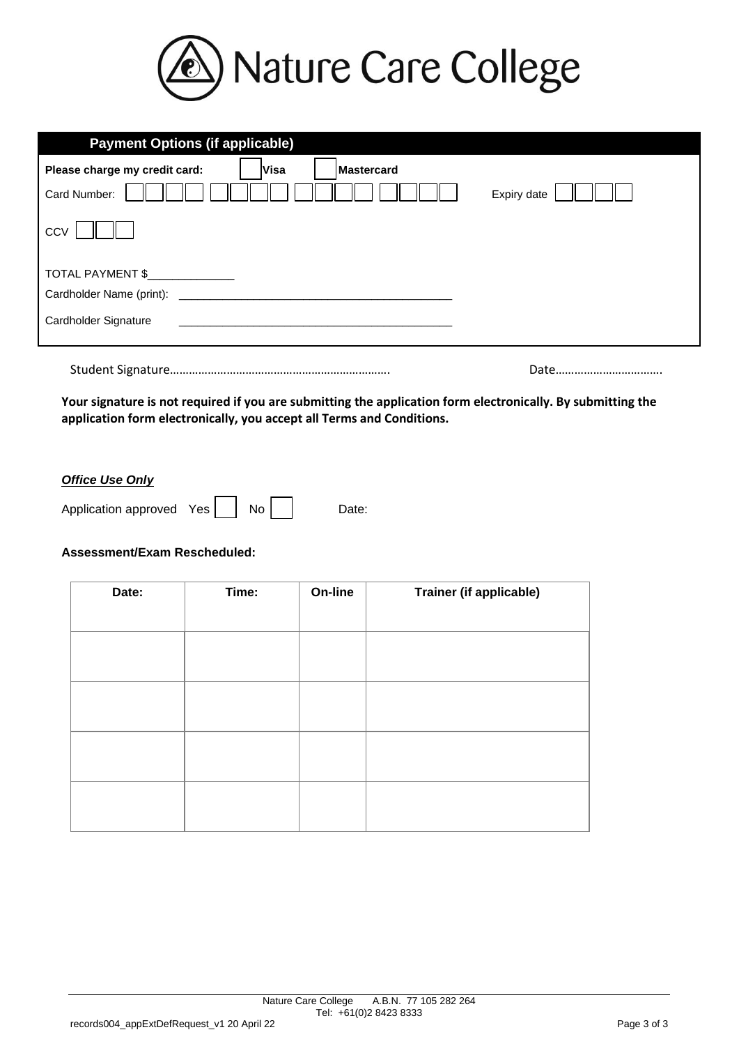# Nature Care College

## Payment Options (if applicable)

**Please charge my credit card:** ☐ **Visa** ☐ **Mastercard**

Card Number: ☐☐☐☐ ☐☐☐☐ ☐☐☐☐ ☐☐☐☐ Expiry date ☐☐☐☐

CCV ☐☐☐

TOTAL PAYMENT $______________

Cardholder Name (print): ____________________________________________

Cardholder Signature ____________________________________________

Student Signature…………………………………………………………….. Date…………………………….

**Your signature is not required if you are submitting the application form electronically. By submitting the application form electronically, you accept all Terms and Conditions.**

***Office Use Only***

Application approved Yes ☐ No ☐ Date:

**Assessment/Exam Rescheduled:**

| Date: | Time: | On-line | Trainer (if applicable) |
|---|---|---|---|
| | | | |
| | | | |
| | | | |
| | | | |

Nature Care College A.B.N. 77 105 282 264
Tel: +61(0)2 8423 8333

records004_appExtDefRequest_v1 20 April 22